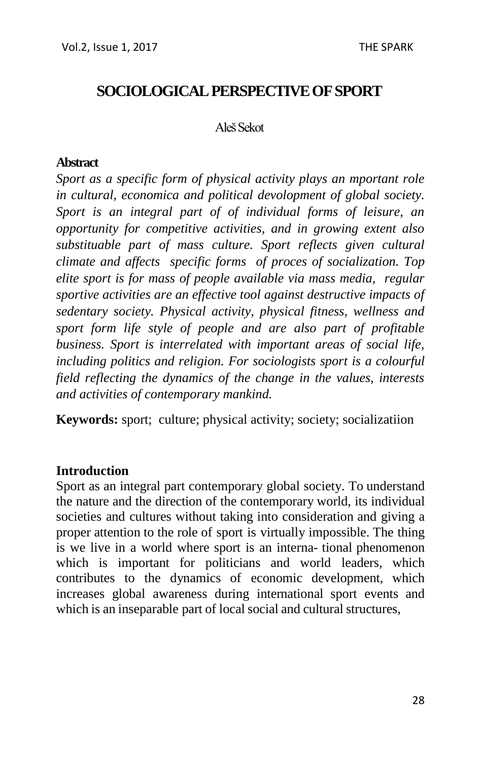# SOCIOLOGICAL PERSPECTIVE OF SPORT

Aleš Sekot

**Abstract**

*Sport as a specific form of physical activity plays an mportant role in cultural, economica and political devolopment of global society. Sport is an integral part of of individual forms of leisure, an opportunity for competitive activities, and in growing extent also substituable part of mass culture. Sport reflects given cultural climate and affects specific forms of proces of socialization. Top elite sport is for mass of people available via mass media, regular sportive activities are an effective tool against destructive impacts of sedentary society. Physical activity, physical fitness, wellness and sport form life style of people and are also part of profitable business. Sport is interrelated with important areas of social life, including politics and religion. For sociologists sport is a colourful field reflecting the dynamics of the change in the values, interests and activities of contemporary mankind.*

**Keywords:** sport; culture; physical activity; society; socializatiion

## Introduction

Sport as an integral part contemporary global society. To understand the nature and the direction of the contemporary world, its individual societies and cultures without taking into consideration and giving a proper attention to the role of sport is virtually impossible. The thing is we live in a world where sport is an interna- tional phenomenon which is important for politicians and world leaders, which contributes to the dynamics of economic development, which increases global awareness during international sport events and which is an inseparable part of local social and cultural structures,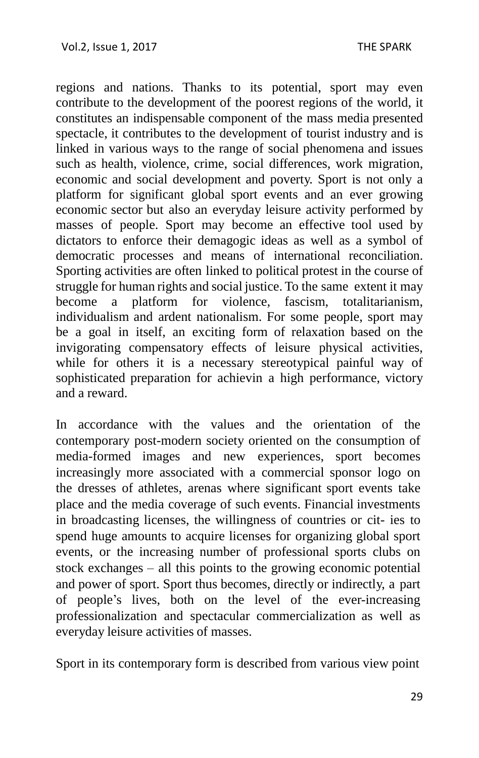regions and nations. Thanks to its potential, sport may even contribute to the development of the poorest regions of the world, it constitutes an indispensable component of the mass media presented spectacle, it contributes to the development of tourist industry and is linked in various ways to the range of social phenomena and issues such as health, violence, crime, social differences, work migration, economic and social development and poverty. Sport is not only a platform for significant global sport events and an ever growing economic sector but also an everyday leisure activity performed by masses of people. Sport may become an effective tool used by dictators to enforce their demagogic ideas as well as a symbol of democratic processes and means of international reconciliation. Sporting activities are often linked to political protest in the course of struggle for human rights and social justice. To the same extent it may become a platform for violence, fascism, totalitarianism, individualism and ardent nationalism. For some people, sport may be a goal in itself, an exciting form of relaxation based on the invigorating compensatory effects of leisure physical activities, while for others it is a necessary stereotypical painful way of sophisticated preparation for achievin a high performance, victory and a reward.

In accordance with the values and the orientation of the contemporary post-modern society oriented on the consumption of media-formed images and new experiences, sport becomes increasingly more associated with a commercial sponsor logo on the dresses of athletes, arenas where significant sport events take place and the media coverage of such events. Financial investments in broadcasting licenses, the willingness of countries or cit- ies to spend huge amounts to acquire licenses for organizing global sport events, or the increasing number of professional sports clubs on stock exchanges – all this points to the growing economic potential and power of sport. Sport thus becomes, directly or indirectly, a part of people's lives, both on the level of the ever-increasing professionalization and spectacular commercialization as well as everyday leisure activities of masses.

Sport in its contemporary form is described from various view point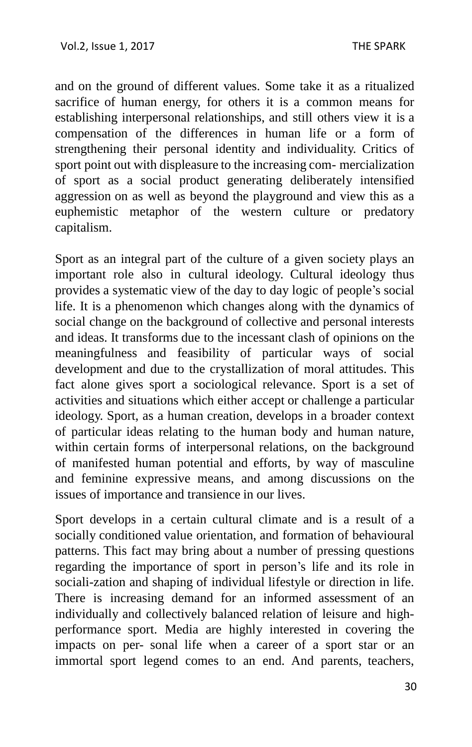and on the ground of different values. Some take it as a ritualized sacrifice of human energy, for others it is a common means for establishing interpersonal relationships, and still others view it is a compensation of the differences in human life or a form of strengthening their personal identity and individuality. Critics of sport point out with displeasure to the increasing com- mercialization of sport as a social product generating deliberately intensified aggression on as well as beyond the playground and view this as a euphemistic metaphor of the western culture or predatory capitalism.

Sport as an integral part of the culture of a given society plays an important role also in cultural ideology. Cultural ideology thus provides a systematic view of the day to day logic of people's social life. It is a phenomenon which changes along with the dynamics of social change on the background of collective and personal interests and ideas. It transforms due to the incessant clash of opinions on the meaningfulness and feasibility of particular ways of social development and due to the crystallization of moral attitudes. This fact alone gives sport a sociological relevance. Sport is a set of activities and situations which either accept or challenge a particular ideology. Sport, as a human creation, develops in a broader context of particular ideas relating to the human body and human nature, within certain forms of interpersonal relations, on the background of manifested human potential and efforts, by way of masculine and feminine expressive means, and among discussions on the issues of importance and transience in our lives.

Sport develops in a certain cultural climate and is a result of a socially conditioned value orientation, and formation of behavioural patterns. This fact may bring about a number of pressing questions regarding the importance of sport in person's life and its role in sociali-zation and shaping of individual lifestyle or direction in life. There is increasing demand for an informed assessment of an individually and collectively balanced relation of leisure and high-performance sport. Media are highly interested in covering the impacts on per- sonal life when a career of a sport star or an immortal sport legend comes to an end. And parents, teachers,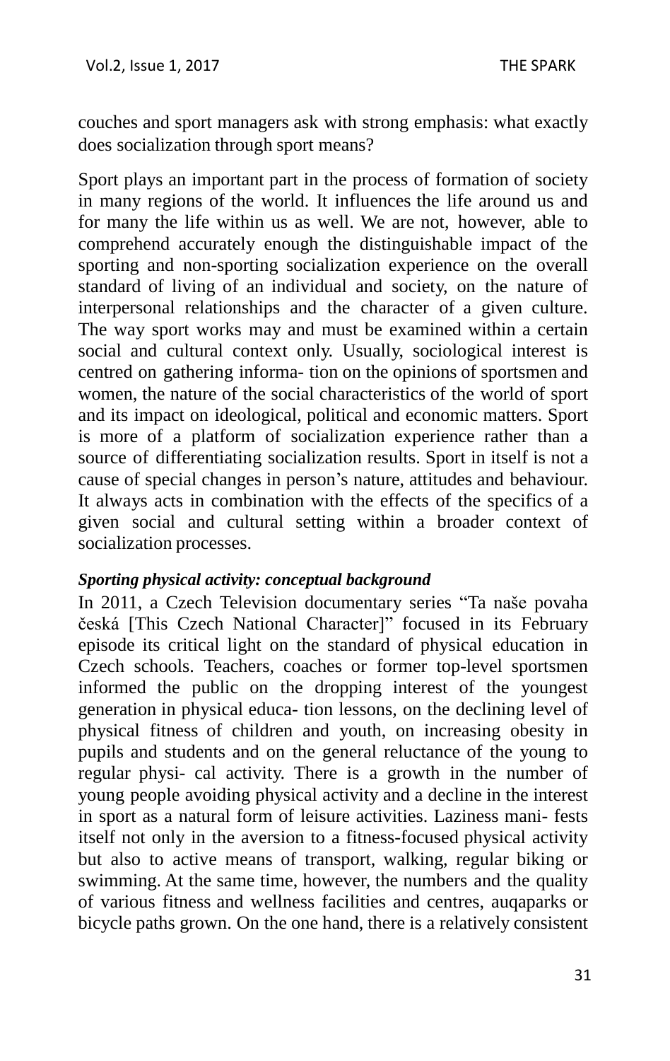couches and sport managers ask with strong emphasis: what exactly does socialization through sport means?

Sport plays an important part in the process of formation of society in many regions of the world. It influences the life around us and for many the life within us as well. We are not, however, able to comprehend accurately enough the distinguishable impact of the sporting and non-sporting socialization experience on the overall standard of living of an individual and society, on the nature of interpersonal relationships and the character of a given culture. The way sport works may and must be examined within a certain social and cultural context only. Usually, sociological interest is centred on gathering informa- tion on the opinions of sportsmen and women, the nature of the social characteristics of the world of sport and its impact on ideological, political and economic matters. Sport is more of a platform of socialization experience rather than a source of differentiating socialization results. Sport in itself is not a cause of special changes in person's nature, attitudes and behaviour. It always acts in combination with the effects of the specifics of a given social and cultural setting within a broader context of socialization processes.

***Sporting physical activity: conceptual background***

In 2011, a Czech Television documentary series "Ta naše povaha česká [This Czech National Character]" focused in its February episode its critical light on the standard of physical education in Czech schools. Teachers, coaches or former top-level sportsmen informed the public on the dropping interest of the youngest generation in physical educa- tion lessons, on the declining level of physical fitness of children and youth, on increasing obesity in pupils and students and on the general reluctance of the young to regular physi- cal activity. There is a growth in the number of young people avoiding physical activity and a decline in the interest in sport as a natural form of leisure activities. Laziness mani- fests itself not only in the aversion to a fitness-focused physical activity but also to active means of transport, walking, regular biking or swimming. At the same time, however, the numbers and the quality of various fitness and wellness facilities and centres, auqaparks or bicycle paths grown. On the one hand, there is a relatively consistent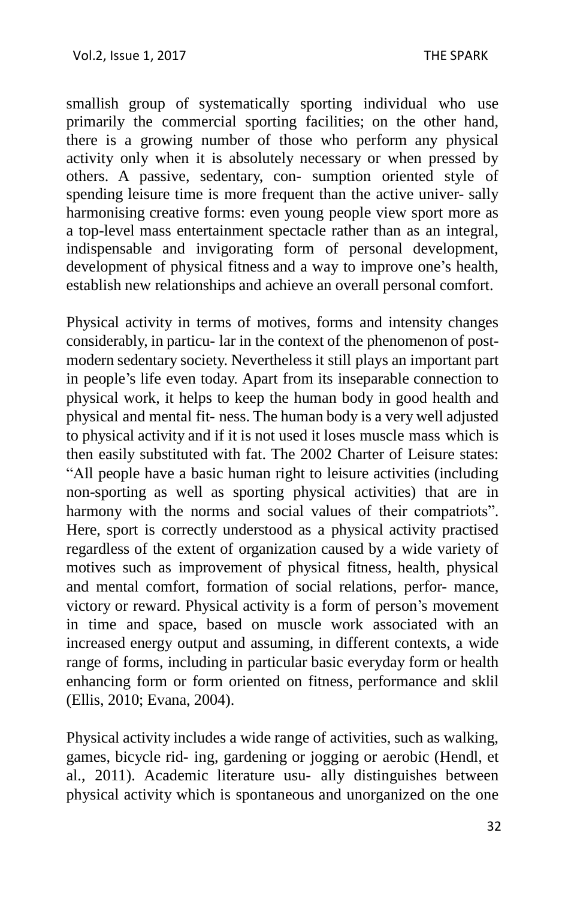smallish group of systematically sporting individual who use primarily the commercial sporting facilities; on the other hand, there is a growing number of those who perform any physical activity only when it is absolutely necessary or when pressed by others. A passive, sedentary, con- sumption oriented style of spending leisure time is more frequent than the active univer- sally harmonising creative forms: even young people view sport more as a top-level mass entertainment spectacle rather than as an integral, indispensable and invigorating form of personal development, development of physical fitness and a way to improve one's health, establish new relationships and achieve an overall personal comfort.

Physical activity in terms of motives, forms and intensity changes considerably, in particu- lar in the context of the phenomenon of post-modern sedentary society. Nevertheless it still plays an important part in people's life even today. Apart from its inseparable connection to physical work, it helps to keep the human body in good health and physical and mental fit- ness. The human body is a very well adjusted to physical activity and if it is not used it loses muscle mass which is then easily substituted with fat. The 2002 Charter of Leisure states: "All people have a basic human right to leisure activities (including non-sporting as well as sporting physical activities) that are in harmony with the norms and social values of their compatriots". Here, sport is correctly understood as a physical activity practised regardless of the extent of organization caused by a wide variety of motives such as improvement of physical fitness, health, physical and mental comfort, formation of social relations, perfor- mance, victory or reward. Physical activity is a form of person's movement in time and space, based on muscle work associated with an increased energy output and assuming, in different contexts, a wide range of forms, including in particular basic everyday form or health enhancing form or form oriented on fitness, performance and sklil (Ellis, 2010; Evana, 2004).

Physical activity includes a wide range of activities, such as walking, games, bicycle rid- ing, gardening or jogging or aerobic (Hendl, et al., 2011). Academic literature usu- ally distinguishes between physical activity which is spontaneous and unorganized on the one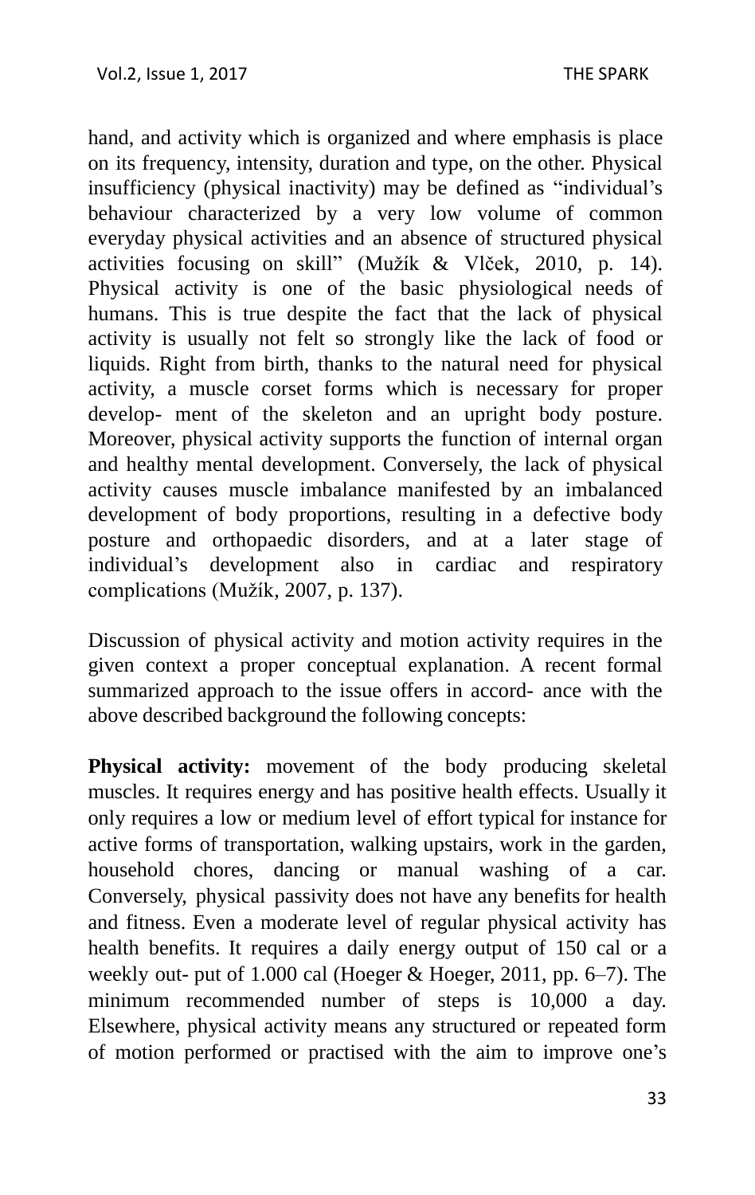hand, and activity which is organized and where emphasis is place on its frequency, intensity, duration and type, on the other. Physical insufficiency (physical inactivity) may be defined as "individual's behaviour characterized by a very low volume of common everyday physical activities and an absence of structured physical activities focusing on skill" (Mužík & Vlček, 2010, p. 14). Physical activity is one of the basic physiological needs of humans. This is true despite the fact that the lack of physical activity is usually not felt so strongly like the lack of food or liquids. Right from birth, thanks to the natural need for physical activity, a muscle corset forms which is necessary for proper develop- ment of the skeleton and an upright body posture. Moreover, physical activity supports the function of internal organ and healthy mental development. Conversely, the lack of physical activity causes muscle imbalance manifested by an imbalanced development of body proportions, resulting in a defective body posture and orthopaedic disorders, and at a later stage of individual's development also in cardiac and respiratory complications (Mužík, 2007, p. 137).

Discussion of physical activity and motion activity requires in the given context a proper conceptual explanation. A recent formal summarized approach to the issue offers in accord- ance with the above described background the following concepts:

**Physical activity:** movement of the body producing skeletal muscles. It requires energy and has positive health effects. Usually it only requires a low or medium level of effort typical for instance for active forms of transportation, walking upstairs, work in the garden, household chores, dancing or manual washing of a car. Conversely, physical passivity does not have any benefits for health and fitness. Even a moderate level of regular physical activity has health benefits. It requires a daily energy output of 150 cal or a weekly out- put of 1.000 cal (Hoeger & Hoeger, 2011, pp. 6–7). The minimum recommended number of steps is 10,000 a day. Elsewhere, physical activity means any structured or repeated form of motion performed or practised with the aim to improve one's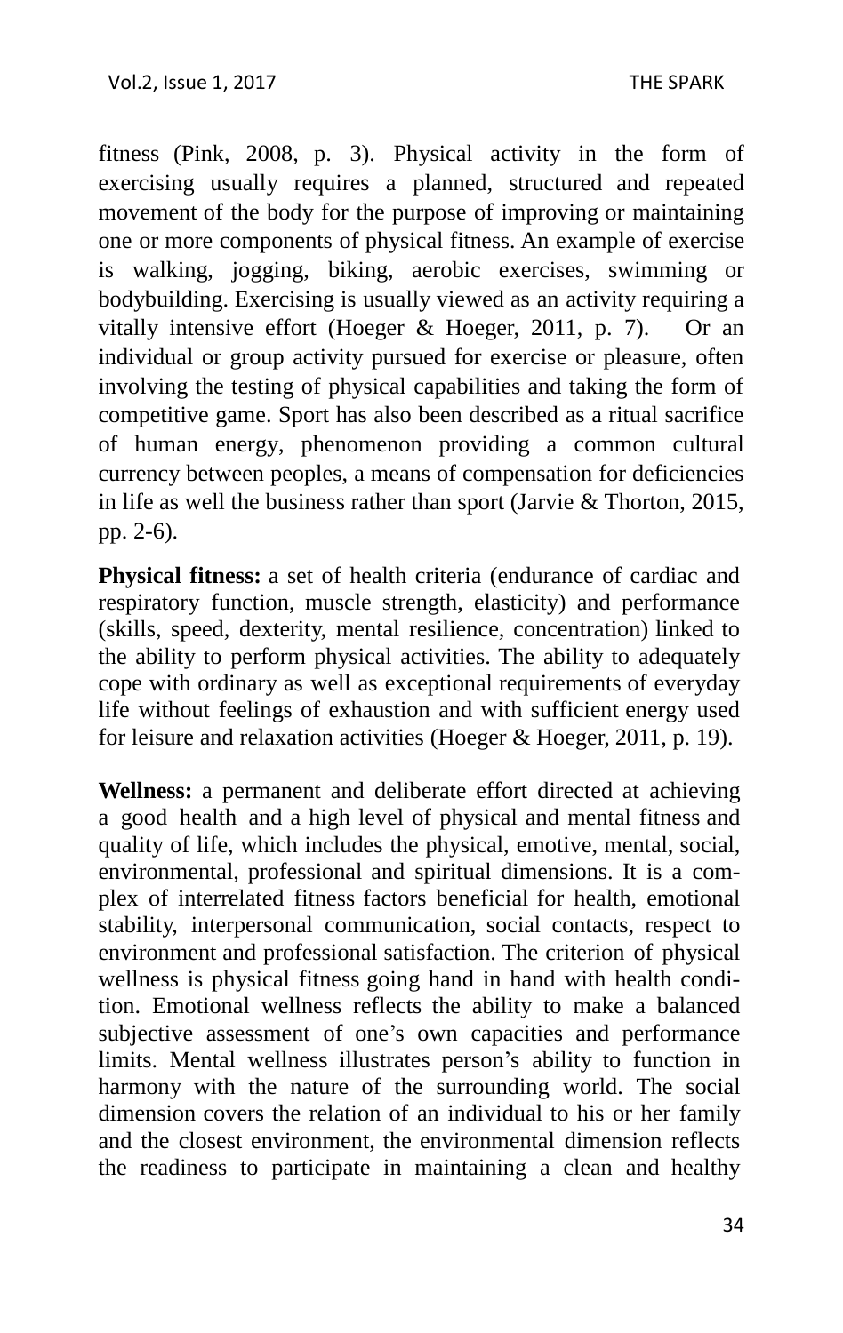fitness (Pink, 2008, p. 3). Physical activity in the form of exercising usually requires a planned, structured and repeated movement of the body for the purpose of improving or maintaining one or more components of physical fitness. An example of exercise is walking, jogging, biking, aerobic exercises, swimming or bodybuilding. Exercising is usually viewed as an activity requiring a vitally intensive effort (Hoeger & Hoeger, 2011, p. 7). Or an individual or group activity pursued for exercise or pleasure, often involving the testing of physical capabilities and taking the form of competitive game. Sport has also been described as a ritual sacrifice of human energy, phenomenon providing a common cultural currency between peoples, a means of compensation for deficiencies in life as well the business rather than sport (Jarvie & Thorton, 2015, pp. 2-6).

**Physical fitness:** a set of health criteria (endurance of cardiac and respiratory function, muscle strength, elasticity) and performance (skills, speed, dexterity, mental resilience, concentration) linked to the ability to perform physical activities. The ability to adequately cope with ordinary as well as exceptional requirements of everyday life without feelings of exhaustion and with sufficient energy used for leisure and relaxation activities (Hoeger & Hoeger, 2011, p. 19).

**Wellness:** a permanent and deliberate effort directed at achieving a good health and a high level of physical and mental fitness and quality of life, which includes the physical, emotive, mental, social, environmental, professional and spiritual dimensions. It is a complex of interrelated fitness factors beneficial for health, emotional stability, interpersonal communication, social contacts, respect to environment and professional satisfaction. The criterion of physical wellness is physical fitness going hand in hand with health condition. Emotional wellness reflects the ability to make a balanced subjective assessment of one's own capacities and performance limits. Mental wellness illustrates person's ability to function in harmony with the nature of the surrounding world. The social dimension covers the relation of an individual to his or her family and the closest environment, the environmental dimension reflects the readiness to participate in maintaining a clean and healthy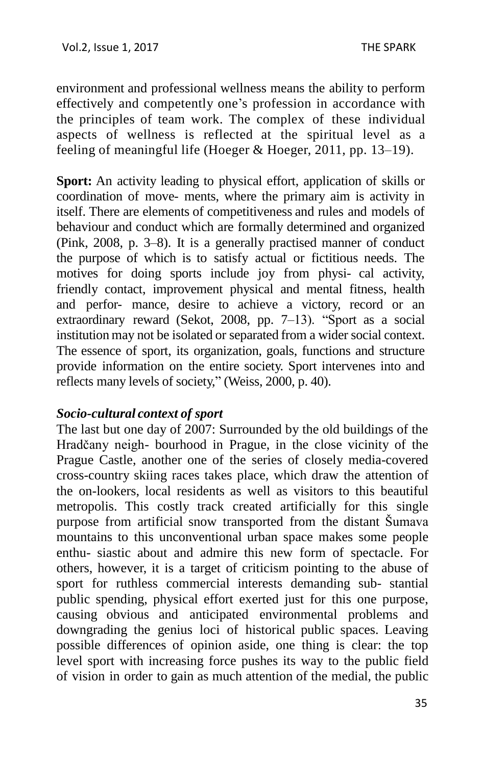environment and professional wellness means the ability to perform effectively and competently one's profession in accordance with the principles of team work. The complex of these individual aspects of wellness is reflected at the spiritual level as a feeling of meaningful life (Hoeger & Hoeger, 2011, pp. 13–19).

**Sport:** An activity leading to physical effort, application of skills or coordination of move- ments, where the primary aim is activity in itself. There are elements of competitiveness and rules and models of behaviour and conduct which are formally determined and organized (Pink, 2008, p. 3–8). It is a generally practised manner of conduct the purpose of which is to satisfy actual or fictitious needs. The motives for doing sports include joy from physi- cal activity, friendly contact, improvement physical and mental fitness, health and perfor- mance, desire to achieve a victory, record or an extraordinary reward (Sekot, 2008, pp. 7–13). "Sport as a social institution may not be isolated or separated from a wider social context. The essence of sport, its organization, goals, functions and structure provide information on the entire society. Sport intervenes into and reflects many levels of society," (Weiss, 2000, p. 40).

### *Socio-cultural context of sport*

The last but one day of 2007: Surrounded by the old buildings of the Hradčany neigh- bourhood in Prague, in the close vicinity of the Prague Castle, another one of the series of closely media-covered cross-country skiing races takes place, which draw the attention of the on-lookers, local residents as well as visitors to this beautiful metropolis. This costly track created artificially for this single purpose from artificial snow transported from the distant Šumava mountains to this unconventional urban space makes some people enthu- siastic about and admire this new form of spectacle. For others, however, it is a target of criticism pointing to the abuse of sport for ruthless commercial interests demanding sub- stantial public spending, physical effort exerted just for this one purpose, causing obvious and anticipated environmental problems and downgrading the genius loci of historical public spaces. Leaving possible differences of opinion aside, one thing is clear: the top level sport with increasing force pushes its way to the public field of vision in order to gain as much attention of the medial, the public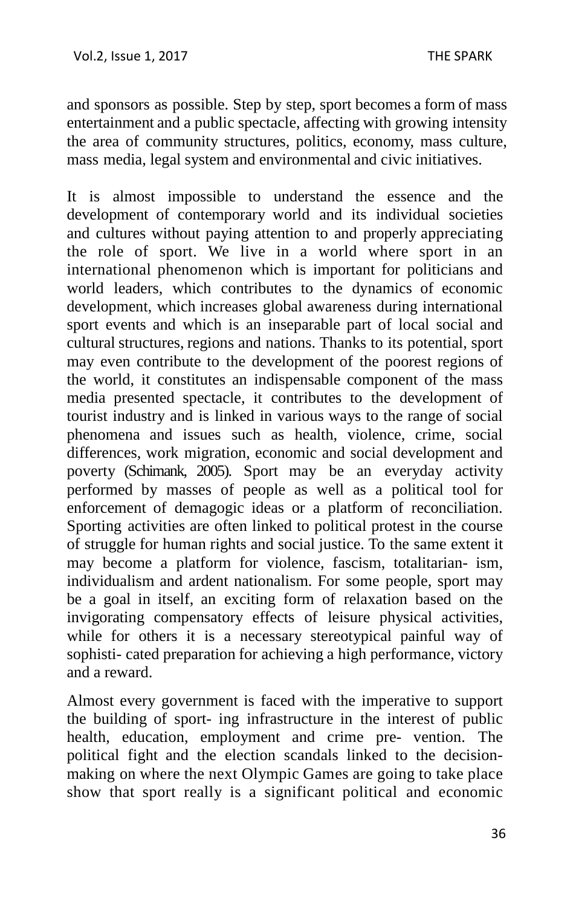and sponsors as possible. Step by step, sport becomes a form of mass entertainment and a public spectacle, affecting with growing intensity the area of community structures, politics, economy, mass culture, mass media, legal system and environmental and civic initiatives.

It is almost impossible to understand the essence and the development of contemporary world and its individual societies and cultures without paying attention to and properly appreciating the role of sport. We live in a world where sport in an international phenomenon which is important for politicians and world leaders, which contributes to the dynamics of economic development, which increases global awareness during international sport events and which is an inseparable part of local social and cultural structures, regions and nations. Thanks to its potential, sport may even contribute to the development of the poorest regions of the world, it constitutes an indispensable component of the mass media presented spectacle, it contributes to the development of tourist industry and is linked in various ways to the range of social phenomena and issues such as health, violence, crime, social differences, work migration, economic and social development and poverty (Schimank, 2005). Sport may be an everyday activity performed by masses of people as well as a political tool for enforcement of demagogic ideas or a platform of reconciliation. Sporting activities are often linked to political protest in the course of struggle for human rights and social justice. To the same extent it may become a platform for violence, fascism, totalitarian- ism, individualism and ardent nationalism. For some people, sport may be a goal in itself, an exciting form of relaxation based on the invigorating compensatory effects of leisure physical activities, while for others it is a necessary stereotypical painful way of sophisti- cated preparation for achieving a high performance, victory and a reward.

Almost every government is faced with the imperative to support the building of sport- ing infrastructure in the interest of public health, education, employment and crime pre- vention. The political fight and the election scandals linked to the decision-making on where the next Olympic Games are going to take place show that sport really is a significant political and economic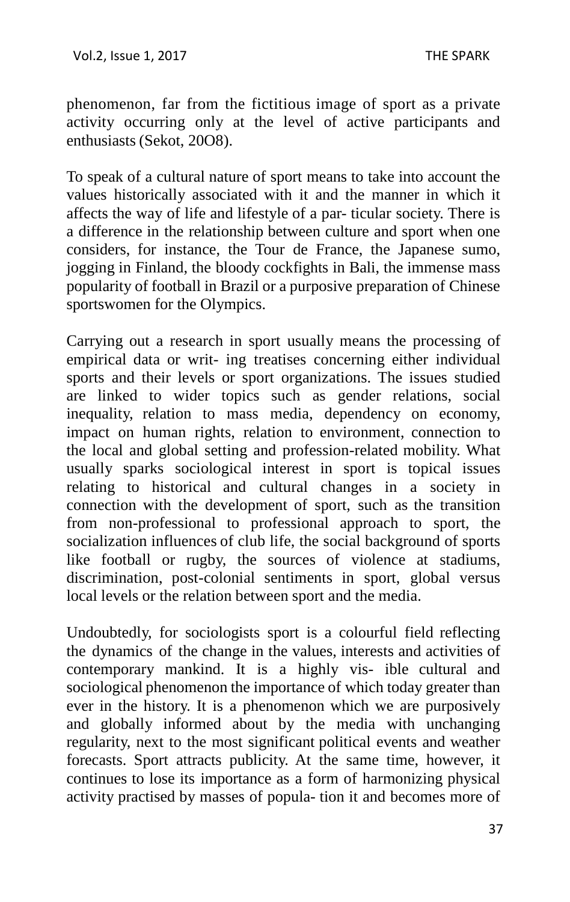phenomenon, far from the fictitious image of sport as a private activity occurring only at the level of active participants and enthusiasts (Sekot, 20O8).

To speak of a cultural nature of sport means to take into account the values historically associated with it and the manner in which it affects the way of life and lifestyle of a par- ticular society. There is a difference in the relationship between culture and sport when one considers, for instance, the Tour de France, the Japanese sumo, jogging in Finland, the bloody cockfights in Bali, the immense mass popularity of football in Brazil or a purposive preparation of Chinese sportswomen for the Olympics.

Carrying out a research in sport usually means the processing of empirical data or writ- ing treatises concerning either individual sports and their levels or sport organizations. The issues studied are linked to wider topics such as gender relations, social inequality, relation to mass media, dependency on economy, impact on human rights, relation to environment, connection to the local and global setting and profession-related mobility. What usually sparks sociological interest in sport is topical issues relating to historical and cultural changes in a society in connection with the development of sport, such as the transition from non-professional to professional approach to sport, the socialization influences of club life, the social background of sports like football or rugby, the sources of violence at stadiums, discrimination, post-colonial sentiments in sport, global versus local levels or the relation between sport and the media.

Undoubtedly, for sociologists sport is a colourful field reflecting the dynamics of the change in the values, interests and activities of contemporary mankind. It is a highly vis- ible cultural and sociological phenomenon the importance of which today greater than ever in the history. It is a phenomenon which we are purposively and globally informed about by the media with unchanging regularity, next to the most significant political events and weather forecasts. Sport attracts publicity. At the same time, however, it continues to lose its importance as a form of harmonizing physical activity practised by masses of popula- tion it and becomes more of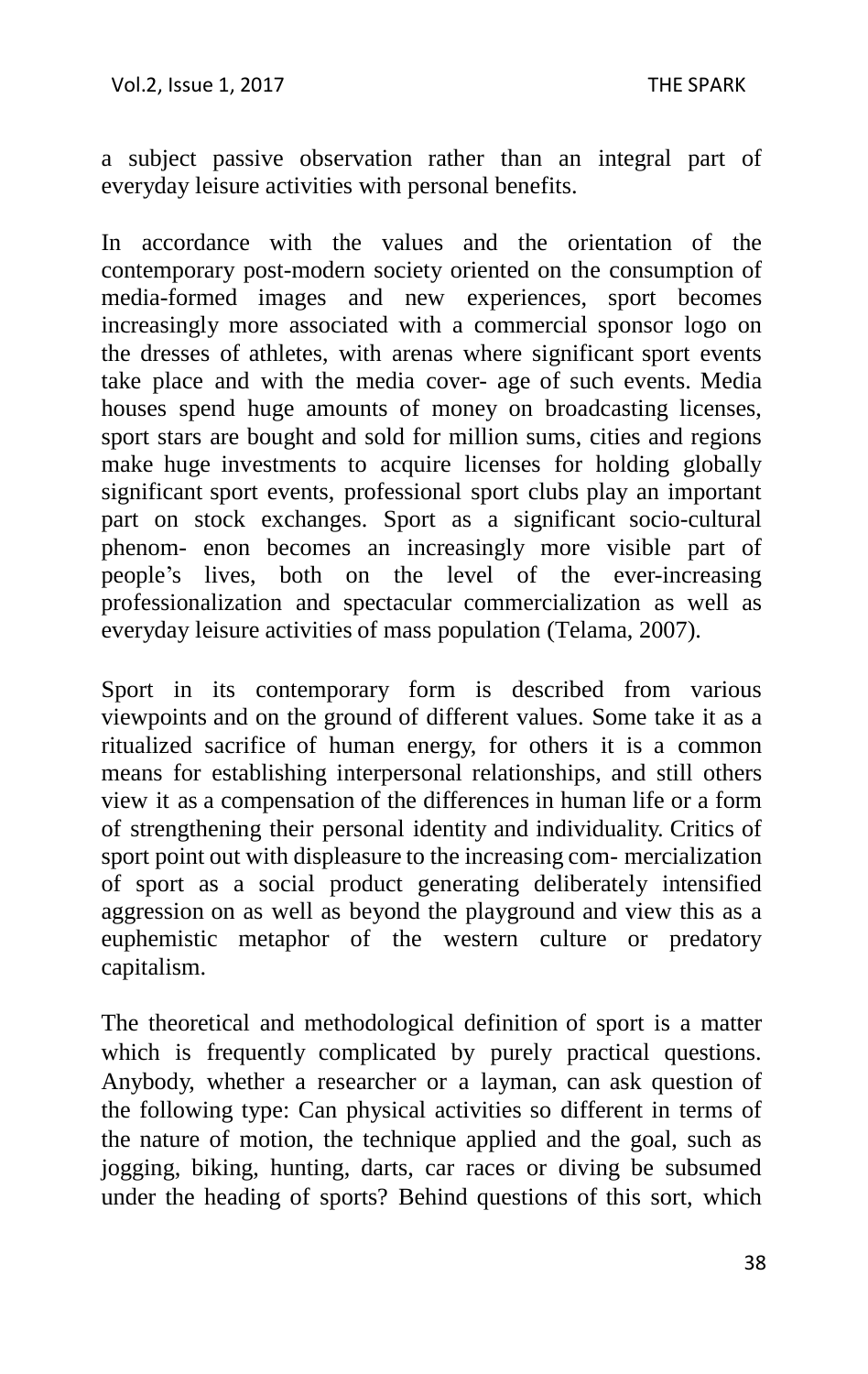a subject passive observation rather than an integral part of everyday leisure activities with personal benefits.

In accordance with the values and the orientation of the contemporary post-modern society oriented on the consumption of media-formed images and new experiences, sport becomes increasingly more associated with a commercial sponsor logo on the dresses of athletes, with arenas where significant sport events take place and with the media cover- age of such events. Media houses spend huge amounts of money on broadcasting licenses, sport stars are bought and sold for million sums, cities and regions make huge investments to acquire licenses for holding globally significant sport events, professional sport clubs play an important part on stock exchanges. Sport as a significant socio-cultural phenom- enon becomes an increasingly more visible part of people's lives, both on the level of the ever-increasing professionalization and spectacular commercialization as well as everyday leisure activities of mass population (Telama, 2007).

Sport in its contemporary form is described from various viewpoints and on the ground of different values. Some take it as a ritualized sacrifice of human energy, for others it is a common means for establishing interpersonal relationships, and still others view it as a compensation of the differences in human life or a form of strengthening their personal identity and individuality. Critics of sport point out with displeasure to the increasing com- mercialization of sport as a social product generating deliberately intensified aggression on as well as beyond the playground and view this as a euphemistic metaphor of the western culture or predatory capitalism.

The theoretical and methodological definition of sport is a matter which is frequently complicated by purely practical questions. Anybody, whether a researcher or a layman, can ask question of the following type: Can physical activities so different in terms of the nature of motion, the technique applied and the goal, such as jogging, biking, hunting, darts, car races or diving be subsumed under the heading of sports? Behind questions of this sort, which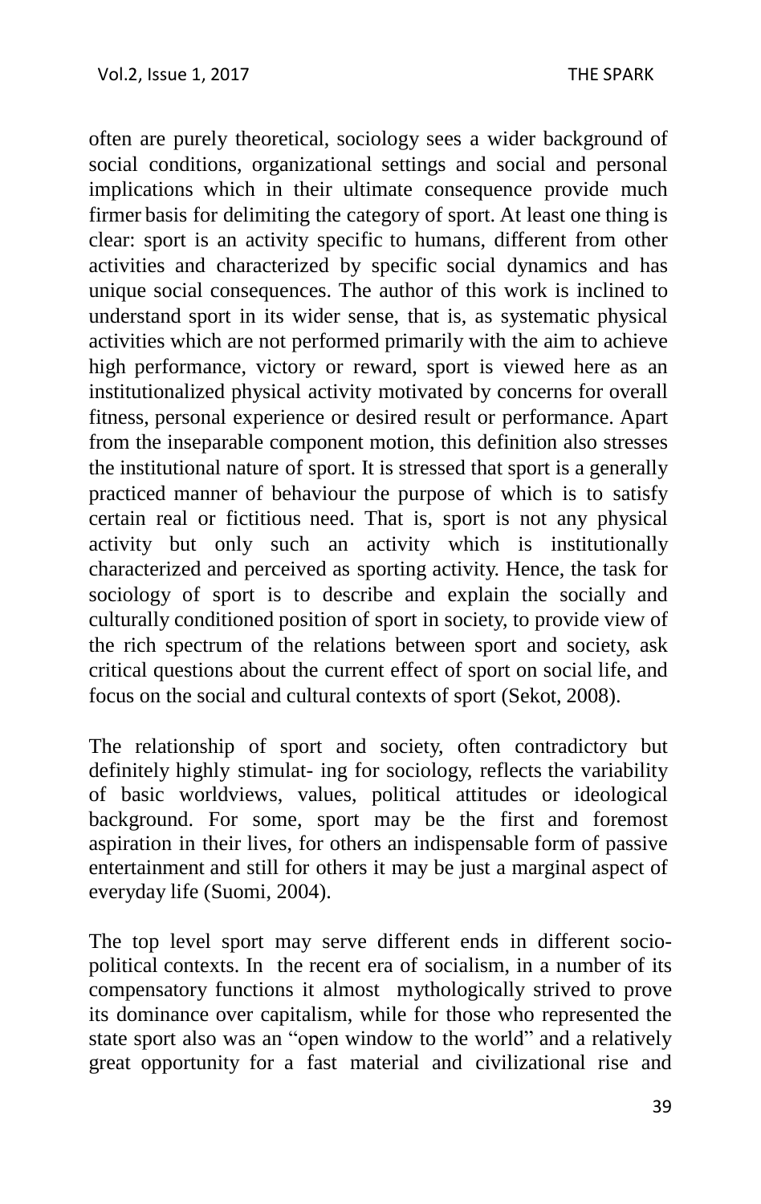often are purely theoretical, sociology sees a wider background of social conditions, organizational settings and social and personal implications which in their ultimate consequence provide much firmer basis for delimiting the category of sport. At least one thing is clear: sport is an activity specific to humans, different from other activities and characterized by specific social dynamics and has unique social consequences. The author of this work is inclined to understand sport in its wider sense, that is, as systematic physical activities which are not performed primarily with the aim to achieve high performance, victory or reward, sport is viewed here as an institutionalized physical activity motivated by concerns for overall fitness, personal experience or desired result or performance. Apart from the inseparable component motion, this definition also stresses the institutional nature of sport. It is stressed that sport is a generally practiced manner of behaviour the purpose of which is to satisfy certain real or fictitious need. That is, sport is not any physical activity but only such an activity which is institutionally characterized and perceived as sporting activity. Hence, the task for sociology of sport is to describe and explain the socially and culturally conditioned position of sport in society, to provide view of the rich spectrum of the relations between sport and society, ask critical questions about the current effect of sport on social life, and focus on the social and cultural contexts of sport (Sekot, 2008).

The relationship of sport and society, often contradictory but definitely highly stimulat- ing for sociology, reflects the variability of basic worldviews, values, political attitudes or ideological background. For some, sport may be the first and foremost aspiration in their lives, for others an indispensable form of passive entertainment and still for others it may be just a marginal aspect of everyday life (Suomi, 2004).

The top level sport may serve different ends in different socio-political contexts. In the recent era of socialism, in a number of its compensatory functions it almost mythologically strived to prove its dominance over capitalism, while for those who represented the state sport also was an "open window to the world" and a relatively great opportunity for a fast material and civilizational rise and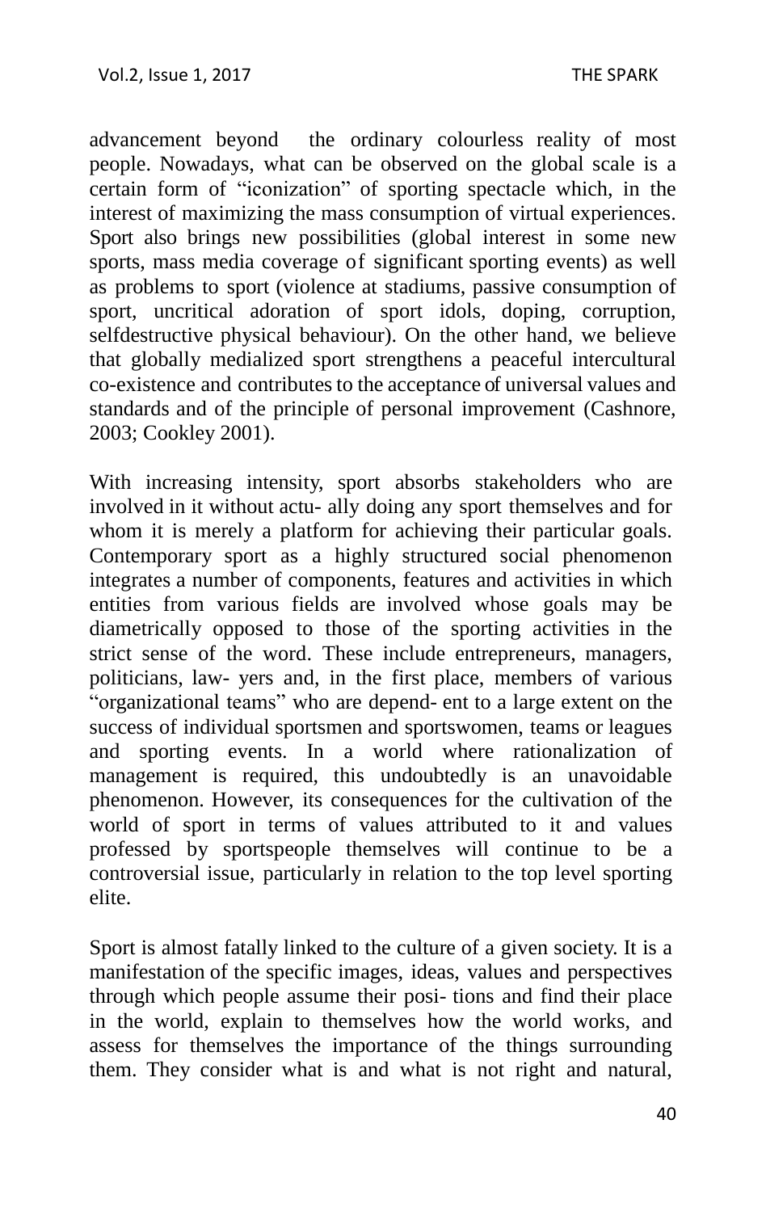advancement beyond the ordinary colourless reality of most people. Nowadays, what can be observed on the global scale is a certain form of "iconization" of sporting spectacle which, in the interest of maximizing the mass consumption of virtual experiences. Sport also brings new possibilities (global interest in some new sports, mass media coverage of significant sporting events) as well as problems to sport (violence at stadiums, passive consumption of sport, uncritical adoration of sport idols, doping, corruption, selfdestructive physical behaviour). On the other hand, we believe that globally medialized sport strengthens a peaceful intercultural co-existence and contributes to the acceptance of universal values and standards and of the principle of personal improvement (Cashnore, 2003; Cookley 2001).

With increasing intensity, sport absorbs stakeholders who are involved in it without actu- ally doing any sport themselves and for whom it is merely a platform for achieving their particular goals. Contemporary sport as a highly structured social phenomenon integrates a number of components, features and activities in which entities from various fields are involved whose goals may be diametrically opposed to those of the sporting activities in the strict sense of the word. These include entrepreneurs, managers, politicians, law- yers and, in the first place, members of various "organizational teams" who are depend- ent to a large extent on the success of individual sportsmen and sportswomen, teams or leagues and sporting events. In a world where rationalization of management is required, this undoubtedly is an unavoidable phenomenon. However, its consequences for the cultivation of the world of sport in terms of values attributed to it and values professed by sportspeople themselves will continue to be a controversial issue, particularly in relation to the top level sporting elite.

Sport is almost fatally linked to the culture of a given society. It is a manifestation of the specific images, ideas, values and perspectives through which people assume their posi- tions and find their place in the world, explain to themselves how the world works, and assess for themselves the importance of the things surrounding them. They consider what is and what is not right and natural,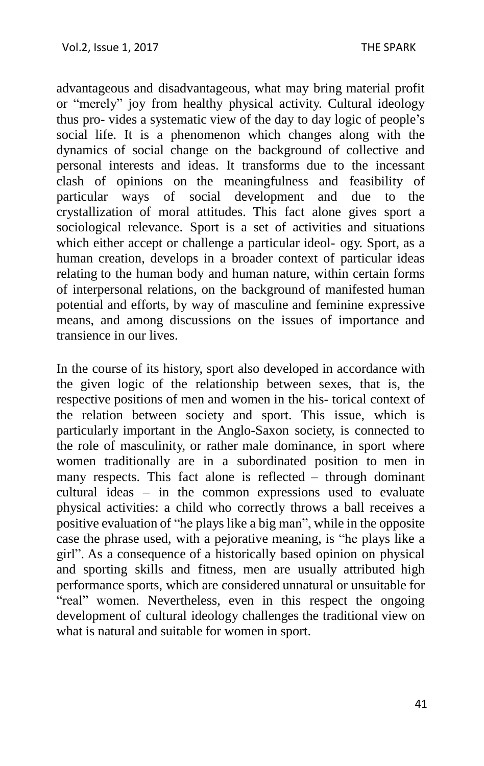advantageous and disadvantageous, what may bring material profit or "merely" joy from healthy physical activity. Cultural ideology thus pro- vides a systematic view of the day to day logic of people's social life. It is a phenomenon which changes along with the dynamics of social change on the background of collective and personal interests and ideas. It transforms due to the incessant clash of opinions on the meaningfulness and feasibility of particular ways of social development and due to the crystallization of moral attitudes. This fact alone gives sport a sociological relevance. Sport is a set of activities and situations which either accept or challenge a particular ideol- ogy. Sport, as a human creation, develops in a broader context of particular ideas relating to the human body and human nature, within certain forms of interpersonal relations, on the background of manifested human potential and efforts, by way of masculine and feminine expressive means, and among discussions on the issues of importance and transience in our lives.

In the course of its history, sport also developed in accordance with the given logic of the relationship between sexes, that is, the respective positions of men and women in the his- torical context of the relation between society and sport. This issue, which is particularly important in the Anglo-Saxon society, is connected to the role of masculinity, or rather male dominance, in sport where women traditionally are in a subordinated position to men in many respects. This fact alone is reflected – through dominant cultural ideas – in the common expressions used to evaluate physical activities: a child who correctly throws a ball receives a positive evaluation of "he plays like a big man", while in the opposite case the phrase used, with a pejorative meaning, is "he plays like a girl". As a consequence of a historically based opinion on physical and sporting skills and fitness, men are usually attributed high performance sports, which are considered unnatural or unsuitable for "real" women. Nevertheless, even in this respect the ongoing development of cultural ideology challenges the traditional view on what is natural and suitable for women in sport.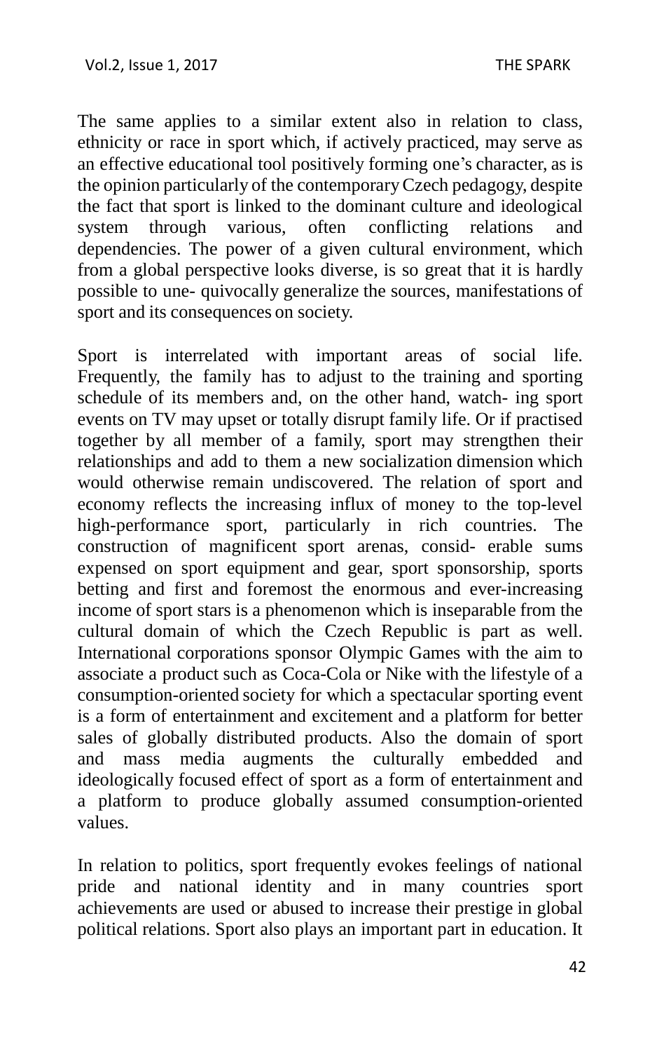The same applies to a similar extent also in relation to class, ethnicity or race in sport which, if actively practiced, may serve as an effective educational tool positively forming one's character, as is the opinion particularly of the contemporary Czech pedagogy, despite the fact that sport is linked to the dominant culture and ideological system through various, often conflicting relations and dependencies. The power of a given cultural environment, which from a global perspective looks diverse, is so great that it is hardly possible to une- quivocally generalize the sources, manifestations of sport and its consequences on society.

Sport is interrelated with important areas of social life. Frequently, the family has to adjust to the training and sporting schedule of its members and, on the other hand, watch- ing sport events on TV may upset or totally disrupt family life. Or if practised together by all member of a family, sport may strengthen their relationships and add to them a new socialization dimension which would otherwise remain undiscovered. The relation of sport and economy reflects the increasing influx of money to the top-level high-performance sport, particularly in rich countries. The construction of magnificent sport arenas, consid- erable sums expensed on sport equipment and gear, sport sponsorship, sports betting and first and foremost the enormous and ever-increasing income of sport stars is a phenomenon which is inseparable from the cultural domain of which the Czech Republic is part as well. International corporations sponsor Olympic Games with the aim to associate a product such as Coca-Cola or Nike with the lifestyle of a consumption-oriented society for which a spectacular sporting event is a form of entertainment and excitement and a platform for better sales of globally distributed products. Also the domain of sport and mass media augments the culturally embedded and ideologically focused effect of sport as a form of entertainment and a platform to produce globally assumed consumption-oriented values.

In relation to politics, sport frequently evokes feelings of national pride and national identity and in many countries sport achievements are used or abused to increase their prestige in global political relations. Sport also plays an important part in education. It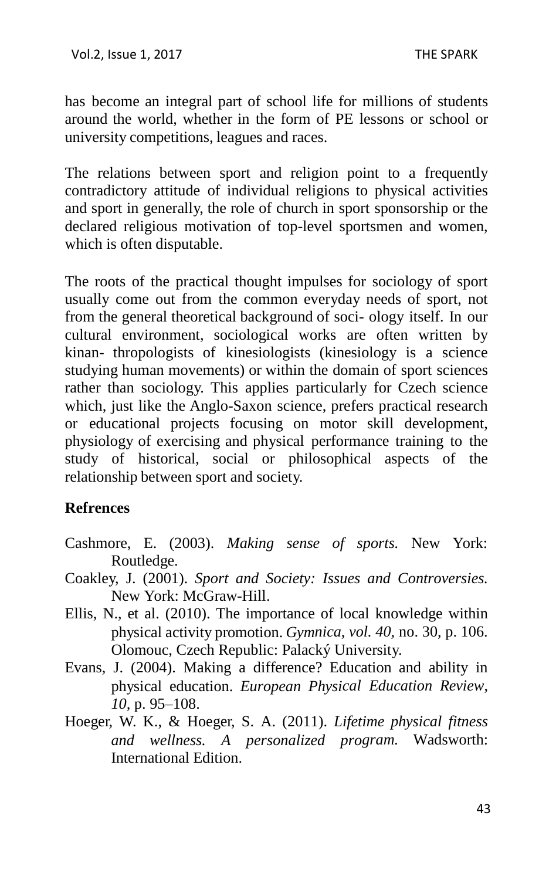has become an integral part of school life for millions of students around the world, whether in the form of PE lessons or school or university competitions, leagues and races.

The relations between sport and religion point to a frequently contradictory attitude of individual religions to physical activities and sport in generally, the role of church in sport sponsorship or the declared religious motivation of top-level sportsmen and women, which is often disputable.

The roots of the practical thought impulses for sociology of sport usually come out from the common everyday needs of sport, not from the general theoretical background of soci- ology itself. In our cultural environment, sociological works are often written by kinan- thropologists of kinesiologists (kinesiology is a science studying human movements) or within the domain of sport sciences rather than sociology. This applies particularly for Czech science which, just like the Anglo-Saxon science, prefers practical research or educational projects focusing on motor skill development, physiology of exercising and physical performance training to the study of historical, social or philosophical aspects of the relationship between sport and society.

**Refrences**

Cashmore, E. (2003). *Making sense of sports.* New York: Routledge.

Coakley, J. (2001). *Sport and Society: Issues and Controversies.* New York: McGraw-Hill.

Ellis, N., et al. (2010). The importance of local knowledge within physical activity promotion. *Gymnica*, *vol. 40,* no. 30, p. 106. Olomouc, Czech Republic: Palacký University.

Evans, J. (2004). Making a difference? Education and ability in physical education. *European Physical Education Review*, *10,* p. 95–108.

Hoeger, W. K., & Hoeger, S. A. (2011). *Lifetime physical fitness and wellness. A personalized program.* Wadsworth: International Edition.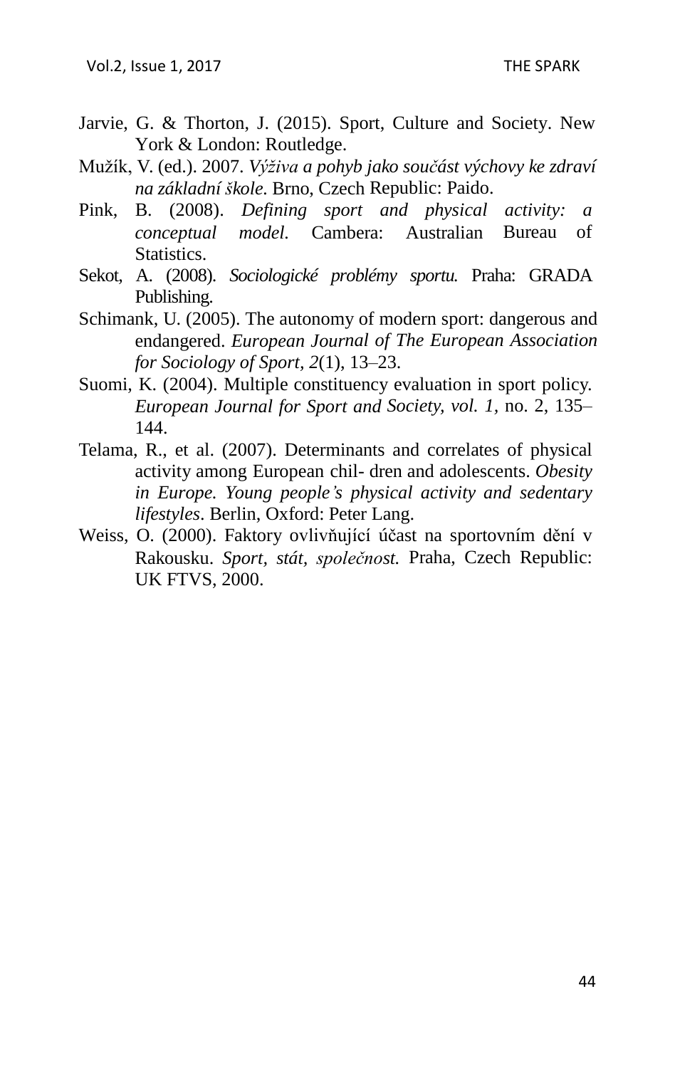Jarvie, G. & Thorton, J. (2015). Sport, Culture and Society. New York & London: Routledge.

Mužík, V. (ed.). 2007. *Výživa a pohyb jako součást výchovy ke zdraví na základní škole*. Brno, Czech Republic: Paido.

Pink, B. (2008). *Defining sport and physical activity: a conceptual model*. Cambera: Australian Bureau of Statistics.

Sekot, A. (2008). *Sociologické problémy sportu.* Praha: GRADA Publishing.

Schimank, U. (2005). The autonomy of modern sport: dangerous and endangered. *European Journal of The European Association for Sociology of Sport, 2*(1), 13–23.

Suomi, K. (2004). Multiple constituency evaluation in sport policy. *European Journal for Sport and Society, vol. 1,* no. 2, 135–144.

Telama, R., et al. (2007). Determinants and correlates of physical activity among European chil- dren and adolescents. *Obesity in Europe. Young people's physical activity and sedentary lifestyles*. Berlin, Oxford: Peter Lang.

Weiss, O. (2000). Faktory ovlivňující účast na sportovním dění v Rakousku. *Sport, stát, společnost.* Praha, Czech Republic: UK FTVS, 2000.